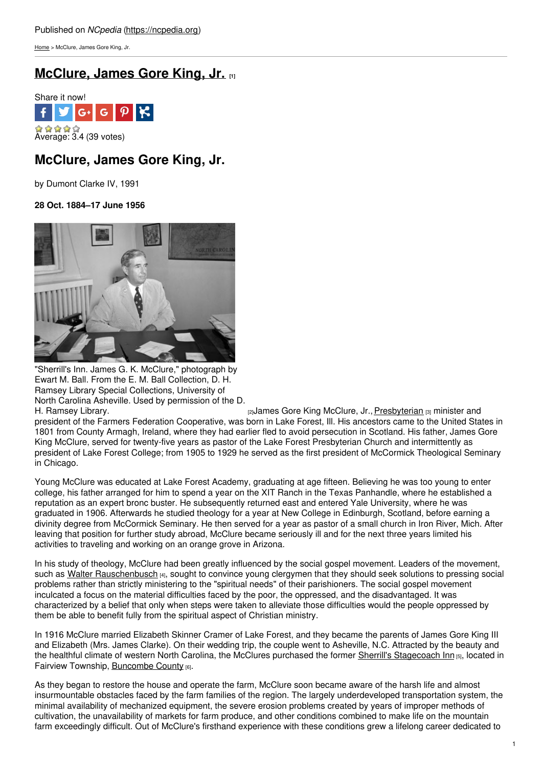Published on *NCpedia* (https://ncpedia.org)

Home > McClure, James Gore King, Jr.

# McClure, James Gore King, Jr. [1]

Share it now!

Average: 3.4 (39 votes)

## McClure, James Gore King, Jr.

by Dumont Clarke IV, 1991

**28 Oct. 1884–17 June 1956**

"Sherrill's Inn. James G. K. McClure," photograph by Ewart M. Ball. From the E. M. Ball Collection, D. H. Ramsey Library Special Collections, University of North Carolina Asheville. Used by permission of the D. H. Ramsey Library.

[2]James Gore King McClure, Jr., Presbyterian [3] minister and president of the Farmers Federation Cooperative, was born in Lake Forest, Ill. His ancestors came to the United States in 1801 from County Armagh, Ireland, where they had earlier fled to avoid persecution in Scotland. His father, James Gore King McClure, served for twenty-five years as pastor of the Lake Forest Presbyterian Church and intermittently as president of Lake Forest College; from 1905 to 1929 he served as the first president of McCormick Theological Seminary in Chicago.

Young McClure was educated at Lake Forest Academy, graduating at age fifteen. Believing he was too young to enter college, his father arranged for him to spend a year on the XIT Ranch in the Texas Panhandle, where he established a reputation as an expert bronc buster. He subsequently returned east and entered Yale University, where he was graduated in 1906. Afterwards he studied theology for a year at New College in Edinburgh, Scotland, before earning a divinity degree from McCormick Seminary. He then served for a year as pastor of a small church in Iron River, Mich. After leaving that position for further study abroad, McClure became seriously ill and for the next three years limited his activities to traveling and working on an orange grove in Arizona.

In his study of theology, McClure had been greatly influenced by the social gospel movement. Leaders of the movement, such as Walter Rauschenbusch [4], sought to convince young clergymen that they should seek solutions to pressing social problems rather than strictly ministering to the "spiritual needs" of their parishioners. The social gospel movement inculcated a focus on the material difficulties faced by the poor, the oppressed, and the disadvantaged. It was characterized by a belief that only when steps were taken to alleviate those difficulties would the people oppressed by them be able to benefit fully from the spiritual aspect of Christian ministry.

In 1916 McClure married Elizabeth Skinner Cramer of Lake Forest, and they became the parents of James Gore King III and Elizabeth (Mrs. James Clarke). On their wedding trip, the couple went to Asheville, N.C. Attracted by the beauty and the healthful climate of western North Carolina, the McClures purchased the former Sherrill's Stagecoach Inn [5], located in Fairview Township, Buncombe County [6].

As they began to restore the house and operate the farm, McClure soon became aware of the harsh life and almost insurmountable obstacles faced by the farm families of the region. The largely underdeveloped transportation system, the minimal availability of mechanized equipment, the severe erosion problems created by years of improper methods of cultivation, the unavailability of markets for farm produce, and other conditions combined to make life on the mountain farm exceedingly difficult. Out of McClure's firsthand experience with these conditions grew a lifelong career dedicated to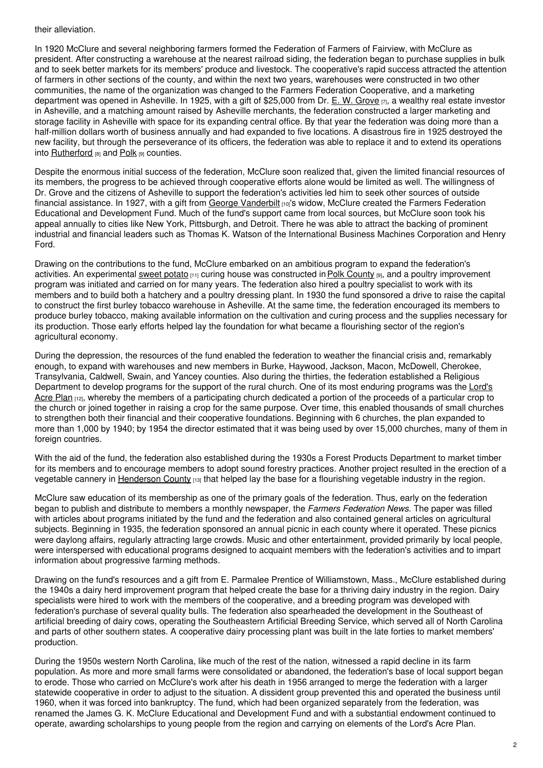their alleviation.

In 1920 McClure and several neighboring farmers formed the Federation of Farmers of Fairview, with McClure as president. After constructing a warehouse at the nearest railroad siding, the federation began to purchase supplies in bulk and to seek better markets for its members' produce and livestock. The cooperative's rapid success attracted the attention of farmers in other sections of the county, and within the next two years, warehouses were constructed in two other communities, the name of the organization was changed to the Farmers Federation Cooperative, and a marketing department was opened in Asheville. In 1925, with a gift of $25,000 from Dr. E. W. Grove [7], a wealthy real estate investor in Asheville, and a matching amount raised by Asheville merchants, the federation constructed a larger marketing and storage facility in Asheville with space for its expanding central office. By that year the federation was doing more than a half-million dollars worth of business annually and had expanded to five locations. A disastrous fire in 1925 destroyed the new facility, but through the perseverance of its officers, the federation was able to replace it and to extend its operations into Rutherford [8] and Polk [9] counties.

Despite the enormous initial success of the federation, McClure soon realized that, given the limited financial resources of its members, the progress to be achieved through cooperative efforts alone would be limited as well. The willingness of Dr. Grove and the citizens of Asheville to support the federation's activities led him to seek other sources of outside financial assistance. In 1927, with a gift from George Vanderbilt [10]'s widow, McClure created the Farmers Federation Educational and Development Fund. Much of the fund's support came from local sources, but McClure soon took his appeal annually to cities like New York, Pittsburgh, and Detroit. There he was able to attract the backing of prominent industrial and financial leaders such as Thomas K. Watson of the International Business Machines Corporation and Henry Ford.

Drawing on the contributions to the fund, McClure embarked on an ambitious program to expand the federation's activities. An experimental sweet potato [11] curing house was constructed in Polk County [9], and a poultry improvement program was initiated and carried on for many years. The federation also hired a poultry specialist to work with its members and to build both a hatchery and a poultry dressing plant. In 1930 the fund sponsored a drive to raise the capital to construct the first burley tobacco warehouse in Asheville. At the same time, the federation encouraged its members to produce burley tobacco, making available information on the cultivation and curing process and the supplies necessary for its production. Those early efforts helped lay the foundation for what became a flourishing sector of the region's agricultural economy.

During the depression, the resources of the fund enabled the federation to weather the financial crisis and, remarkably enough, to expand with warehouses and new members in Burke, Haywood, Jackson, Macon, McDowell, Cherokee, Transylvania, Caldwell, Swain, and Yancey counties. Also during the thirties, the federation established a Religious Department to develop programs for the support of the rural church. One of its most enduring programs was the Lord's Acre Plan [12], whereby the members of a participating church dedicated a portion of the proceeds of a particular crop to the church or joined together in raising a crop for the same purpose. Over time, this enabled thousands of small churches to strengthen both their financial and their cooperative foundations. Beginning with 6 churches, the plan expanded to more than 1,000 by 1940; by 1954 the director estimated that it was being used by over 15,000 churches, many of them in foreign countries.

With the aid of the fund, the federation also established during the 1930s a Forest Products Department to market timber for its members and to encourage members to adopt sound forestry practices. Another project resulted in the erection of a vegetable cannery in Henderson County [13] that helped lay the base for a flourishing vegetable industry in the region.

McClure saw education of its membership as one of the primary goals of the federation. Thus, early on the federation began to publish and distribute to members a monthly newspaper, the *Farmers Federation News*. The paper was filled with articles about programs initiated by the fund and the federation and also contained general articles on agricultural subjects. Beginning in 1935, the federation sponsored an annual picnic in each county where it operated. These picnics were daylong affairs, regularly attracting large crowds. Music and other entertainment, provided primarily by local people, were interspersed with educational programs designed to acquaint members with the federation's activities and to impart information about progressive farming methods.

Drawing on the fund's resources and a gift from E. Parmalee Prentice of Williamstown, Mass., McClure established during the 1940s a dairy herd improvement program that helped create the base for a thriving dairy industry in the region. Dairy specialists were hired to work with the members of the cooperative, and a breeding program was developed with federation's purchase of several quality bulls. The federation also spearheaded the development in the Southeast of artificial breeding of dairy cows, operating the Southeastern Artificial Breeding Service, which served all of North Carolina and parts of other southern states. A cooperative dairy processing plant was built in the late forties to market members' production.

During the 1950s western North Carolina, like much of the rest of the nation, witnessed a rapid decline in its farm population. As more and more small farms were consolidated or abandoned, the federation's base of local support began to erode. Those who carried on McClure's work after his death in 1956 arranged to merge the federation with a larger statewide cooperative in order to adjust to the situation. A dissident group prevented this and operated the business until 1960, when it was forced into bankruptcy. The fund, which had been organized separately from the federation, was renamed the James G. K. McClure Educational and Development Fund and with a substantial endowment continued to operate, awarding scholarships to young people from the region and carrying on elements of the Lord's Acre Plan.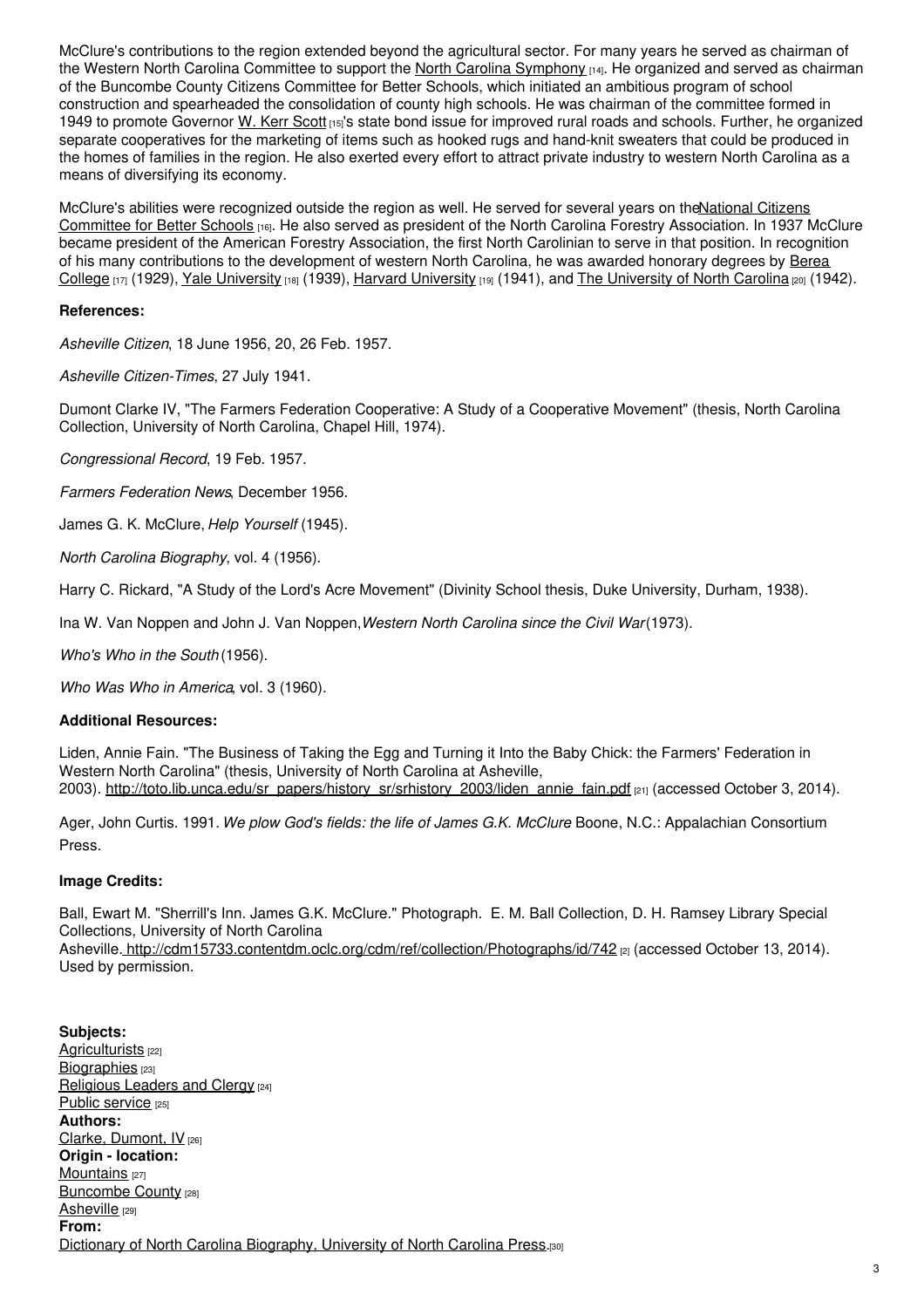McClure's contributions to the region extended beyond the agricultural sector. For many years he served as chairman of the Western North Carolina Committee to support the North Carolina Symphony [14]. He organized and served as chairman of the Buncombe County Citizens Committee for Better Schools, which initiated an ambitious program of school construction and spearheaded the consolidation of county high schools. He was chairman of the committee formed in 1949 to promote Governor W. Kerr Scott [15]'s state bond issue for improved rural roads and schools. Further, he organized separate cooperatives for the marketing of items such as hooked rugs and hand-knit sweaters that could be produced in the homes of families in the region. He also exerted every effort to attract private industry to western North Carolina as a means of diversifying its economy.

McClure's abilities were recognized outside the region as well. He served for several years on the National Citizens Committee for Better Schools [16]. He also served as president of the North Carolina Forestry Association. In 1937 McClure became president of the American Forestry Association, the first North Carolinian to serve in that position. In recognition of his many contributions to the development of western North Carolina, he was awarded honorary degrees by Berea College [17] (1929), Yale University [18] (1939), Harvard University [19] (1941), and The University of North Carolina [20] (1942).

**References:**

*Asheville Citizen*, 18 June 1956, 20, 26 Feb. 1957.

*Asheville Citizen-Times*, 27 July 1941.

Dumont Clarke IV, "The Farmers Federation Cooperative: A Study of a Cooperative Movement" (thesis, North Carolina Collection, University of North Carolina, Chapel Hill, 1974).

*Congressional Record*, 19 Feb. 1957.

*Farmers Federation News*, December 1956.

James G. K. McClure, *Help Yourself* (1945).

*North Carolina Biography*, vol. 4 (1956).

Harry C. Rickard, "A Study of the Lord's Acre Movement" (Divinity School thesis, Duke University, Durham, 1938).

Ina W. Van Noppen and John J. Van Noppen, *Western North Carolina since the Civil War* (1973).

*Who's Who in the South* (1956).

*Who Was Who in America*, vol. 3 (1960).

**Additional Resources:**

Liden, Annie Fain. "The Business of Taking the Egg and Turning it Into the Baby Chick: the Farmers' Federation in Western North Carolina" (thesis, University of North Carolina at Asheville, 2003). http://toto.lib.unca.edu/sr_papers/history_sr/srhistory_2003/liden_annie_fain.pdf [21] (accessed October 3, 2014).

Ager, John Curtis. 1991. *We plow God's fields: the life of James G.K. McClure* Boone, N.C.: Appalachian Consortium Press.

**Image Credits:**

Ball, Ewart M. "Sherrill's Inn. James G.K. McClure." Photograph. E. M. Ball Collection, D. H. Ramsey Library Special Collections, University of North Carolina Asheville. http://cdm15733.contentdm.oclc.org/cdm/ref/collection/Photographs/id/742 [2] (accessed October 13, 2014). Used by permission.

**Subjects:**
Agriculturists [22]
Biographies [23]
Religious Leaders and Clergy [24]
Public service [25]
**Authors:**
Clarke, Dumont, IV [26]
**Origin - location:**
Mountains [27]
Buncombe County [28]
Asheville [29]
**From:**
Dictionary of North Carolina Biography, University of North Carolina Press.[30]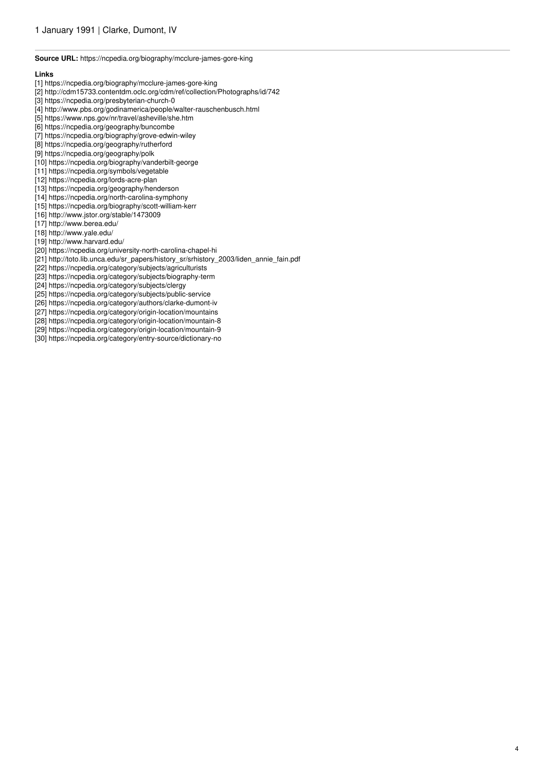1 January 1991 | Clarke, Dumont, IV

**Source URL:** https://ncpedia.org/biography/mcclure-james-gore-king

**Links**

[1] https://ncpedia.org/biography/mcclure-james-gore-king
[2] http://cdm15733.contentdm.oclc.org/cdm/ref/collection/Photographs/id/742
[3] https://ncpedia.org/presbyterian-church-0
[4] http://www.pbs.org/godinamerica/people/walter-rauschenbusch.html
[5] https://www.nps.gov/nr/travel/asheville/she.htm
[6] https://ncpedia.org/geography/buncombe
[7] https://ncpedia.org/biography/grove-edwin-wiley
[8] https://ncpedia.org/geography/rutherford
[9] https://ncpedia.org/geography/polk
[10] https://ncpedia.org/biography/vanderbilt-george
[11] https://ncpedia.org/symbols/vegetable
[12] https://ncpedia.org/lords-acre-plan
[13] https://ncpedia.org/geography/henderson
[14] https://ncpedia.org/north-carolina-symphony
[15] https://ncpedia.org/biography/scott-william-kerr
[16] http://www.jstor.org/stable/1473009
[17] http://www.berea.edu/
[18] http://www.yale.edu/
[19] http://www.harvard.edu/
[20] https://ncpedia.org/university-north-carolina-chapel-hi
[21] http://toto.lib.unca.edu/sr_papers/history_sr/srhistory_2003/liden_annie_fain.pdf
[22] https://ncpedia.org/category/subjects/agriculturists
[23] https://ncpedia.org/category/subjects/biography-term
[24] https://ncpedia.org/category/subjects/clergy
[25] https://ncpedia.org/category/subjects/public-service
[26] https://ncpedia.org/category/authors/clarke-dumont-iv
[27] https://ncpedia.org/category/origin-location/mountains
[28] https://ncpedia.org/category/origin-location/mountain-8
[29] https://ncpedia.org/category/origin-location/mountain-9
[30] https://ncpedia.org/category/entry-source/dictionary-no